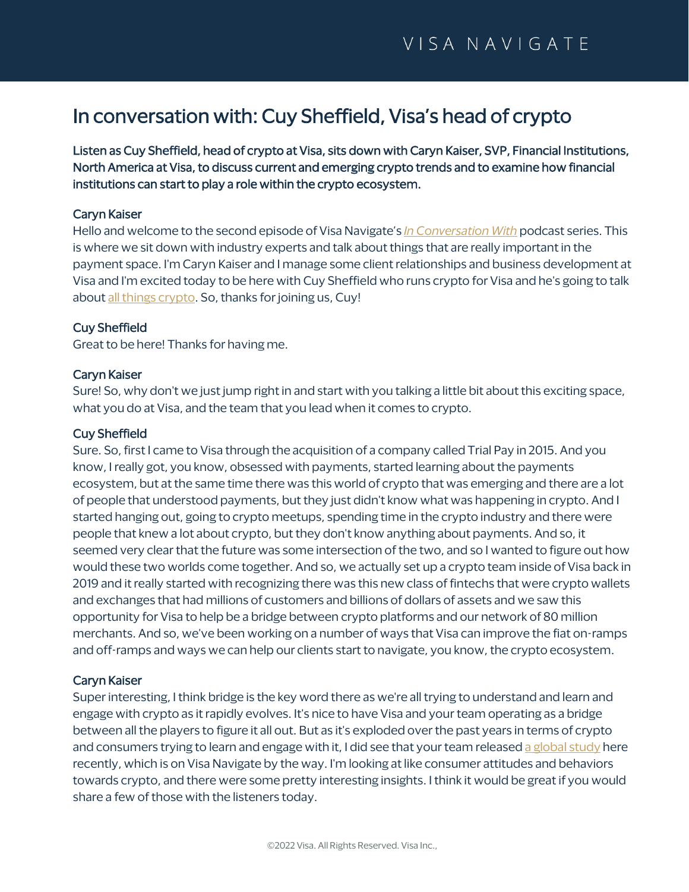# In conversation with: Cuy Sheffield, Visa's head of crypto

**Listen as Cuy Sheffield, head of crypto at Visa, sits down with Caryn Kaiser, SVP, Financial Institutions, North America at Visa, to discuss current and emerging crypto trends and to examine how financial institutions can start to play a role within the crypto ecosystem.**

### Caryn Kaiser

Hello and welcome to the second episode of Visa Navigate's *In Conversation With* podcast series. This is where we sit down with industry experts and talk about things that are really important in the payment space. I'm Caryn Kaiser and I manage some client relationships and business development at Visa and I'm excited today to be here with Cuy Sheffield who runs crypto for Visa and he's going to talk about all things crypto. So, thanks for joining us, Cuy!

### Cuy Sheffield

Great to be here! Thanks for having me.

### Caryn Kaiser

Sure! So, why don't we just jump right in and start with you talking a little bit about this exciting space, what you do at Visa, and the team that you lead when it comes to crypto.

### Cuy Sheffield

Sure. So, first I came to Visa through the acquisition of a company called Trial Pay in 2015. And you know, I really got, you know, obsessed with payments, started learning about the payments ecosystem, but at the same time there was this world of crypto that was emerging and there are a lot of people that understood payments, but they just didn't know what was happening in crypto. And I started hanging out, going to crypto meetups, spending time in the crypto industry and there were people that knew a lot about crypto, but they don't know anything about payments. And so, it seemed very clear that the future was some intersection of the two, and so I wanted to figure out how would these two worlds come together. And so, we actually set up a crypto team inside of Visa back in 2019 and it really started with recognizing there was this new class of fintechs that were crypto wallets and exchanges that had millions of customers and billions of dollars of assets and we saw this opportunity for Visa to help be a bridge between crypto platforms and our network of 80 million merchants. And so, we've been working on a number of ways that Visa can improve the fiat on-ramps and off-ramps and ways we can help our clients start to navigate, you know, the crypto ecosystem.

### Caryn Kaiser

Super interesting, I think bridge is the key word there as we're all trying to understand and learn and engage with crypto as it rapidly evolves. It's nice to have Visa and your team operating as a bridge between all the players to figure it all out. But as it's exploded over the past years in terms of crypto and consumers trying to learn and engage with it, I did see that your team released a global study here recently, which is on Visa Navigate by the way. I'm looking at like consumer attitudes and behaviors towards crypto, and there were some pretty interesting insights. I think it would be great if you would share a few of those with the listeners today.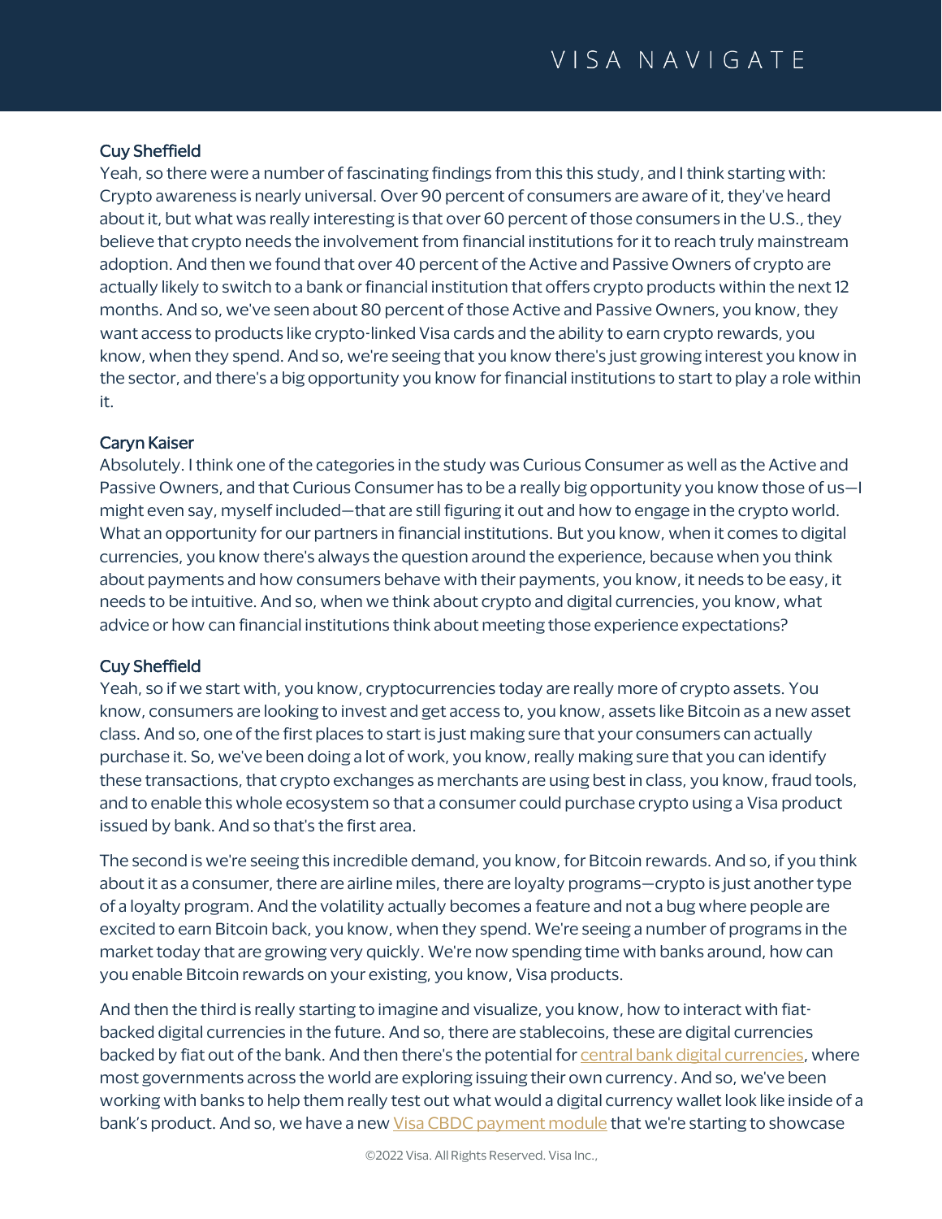**Cuy Sheffield**

Yeah, so there were a number of fascinating findings from this this study, and I think starting with: Crypto awareness is nearly universal. Over 90 percent of consumers are aware of it, they've heard about it, but what was really interesting is that over 60 percent of those consumers in the U.S., they believe that crypto needs the involvement from financial institutions for it to reach truly mainstream adoption. And then we found that over 40 percent of the Active and Passive Owners of crypto are actually likely to switch to a bank or financial institution that offers crypto products within the next 12 months. And so, we've seen about 80 percent of those Active and Passive Owners, you know, they want access to products like crypto-linked Visa cards and the ability to earn crypto rewards, you know, when they spend. And so, we're seeing that you know there's just growing interest you know in the sector, and there's a big opportunity you know for financial institutions to start to play a role within it.

**Caryn Kaiser**

Absolutely. I think one of the categories in the study was Curious Consumer as well as the Active and Passive Owners, and that Curious Consumer has to be a really big opportunity you know those of us—I might even say, myself included—that are still figuring it out and how to engage in the crypto world. What an opportunity for our partners in financial institutions. But you know, when it comes to digital currencies, you know there's always the question around the experience, because when you think about payments and how consumers behave with their payments, you know, it needs to be easy, it needs to be intuitive. And so, when we think about crypto and digital currencies, you know, what advice or how can financial institutions think about meeting those experience expectations?

**Cuy Sheffield**

Yeah, so if we start with, you know, cryptocurrencies today are really more of crypto assets. You know, consumers are looking to invest and get access to, you know, assets like Bitcoin as a new asset class. And so, one of the first places to start is just making sure that your consumers can actually purchase it. So, we've been doing a lot of work, you know, really making sure that you can identify these transactions, that crypto exchanges as merchants are using best in class, you know, fraud tools, and to enable this whole ecosystem so that a consumer could purchase crypto using a Visa product issued by bank. And so that's the first area.

The second is we're seeing this incredible demand, you know, for Bitcoin rewards. And so, if you think about it as a consumer, there are airline miles, there are loyalty programs—crypto is just another type of a loyalty program. And the volatility actually becomes a feature and not a bug where people are excited to earn Bitcoin back, you know, when they spend. We're seeing a number of programs in the market today that are growing very quickly. We're now spending time with banks around, how can you enable Bitcoin rewards on your existing, you know, Visa products.

And then the third is really starting to imagine and visualize, you know, how to interact with fiat-backed digital currencies in the future. And so, there are stablecoins, these are digital currencies backed by fiat out of the bank. And then there's the potential for central bank digital currencies, where most governments across the world are exploring issuing their own currency. And so, we've been working with banks to help them really test out what would a digital currency wallet look like inside of a bank's product. And so, we have a new Visa CBDC payment module that we're starting to showcase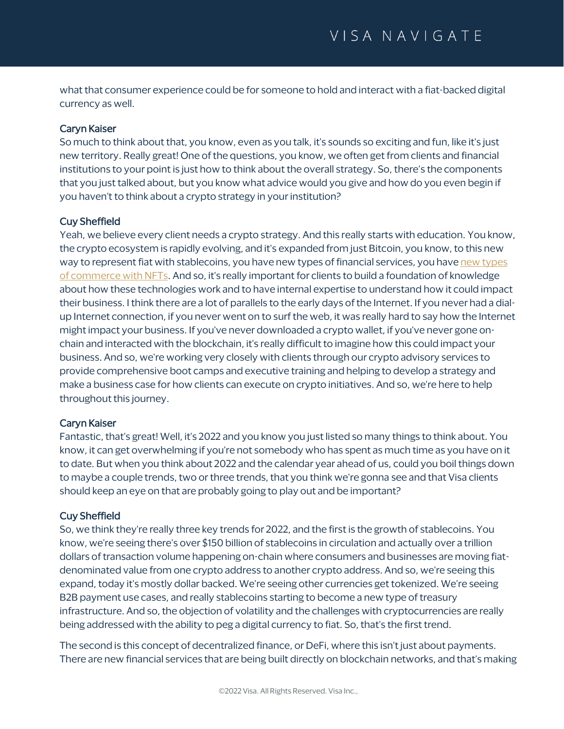what that consumer experience could be for someone to hold and interact with a fiat-backed digital currency as well.

**Caryn Kaiser**
So much to think about that, you know, even as you talk, it's sounds so exciting and fun, like it's just new territory. Really great! One of the questions, you know, we often get from clients and financial institutions to your point is just how to think about the overall strategy. So, there's the components that you just talked about, but you know what advice would you give and how do you even begin if you haven't to think about a crypto strategy in your institution?

**Cuy Sheffield**
Yeah, we believe every client needs a crypto strategy. And this really starts with education. You know, the crypto ecosystem is rapidly evolving, and it's expanded from just Bitcoin, you know, to this new way to represent fiat with stablecoins, you have new types of financial services, you have new types of commerce with NFTs. And so, it's really important for clients to build a foundation of knowledge about how these technologies work and to have internal expertise to understand how it could impact their business. I think there are a lot of parallels to the early days of the Internet. If you never had a dial-up Internet connection, if you never went on to surf the web, it was really hard to say how the Internet might impact your business. If you've never downloaded a crypto wallet, if you've never gone on-chain and interacted with the blockchain, it's really difficult to imagine how this could impact your business. And so, we're working very closely with clients through our crypto advisory services to provide comprehensive boot camps and executive training and helping to develop a strategy and make a business case for how clients can execute on crypto initiatives. And so, we're here to help throughout this journey.

**Caryn Kaiser**
Fantastic, that's great! Well, it's 2022 and you know you just listed so many things to think about. You know, it can get overwhelming if you're not somebody who has spent as much time as you have on it to date. But when you think about 2022 and the calendar year ahead of us, could you boil things down to maybe a couple trends, two or three trends, that you think we're gonna see and that Visa clients should keep an eye on that are probably going to play out and be important?

**Cuy Sheffield**
So, we think they're really three key trends for 2022, and the first is the growth of stablecoins. You know, we're seeing there's over $150 billion of stablecoins in circulation and actually over a trillion dollars of transaction volume happening on-chain where consumers and businesses are moving fiat-denominated value from one crypto address to another crypto address. And so, we're seeing this expand, today it's mostly dollar backed. We're seeing other currencies get tokenized. We're seeing B2B payment use cases, and really stablecoins starting to become a new type of treasury infrastructure. And so, the objection of volatility and the challenges with cryptocurrencies are really being addressed with the ability to peg a digital currency to fiat. So, that's the first trend.

The second is this concept of decentralized finance, or DeFi, where this isn't just about payments. There are new financial services that are being built directly on blockchain networks, and that's making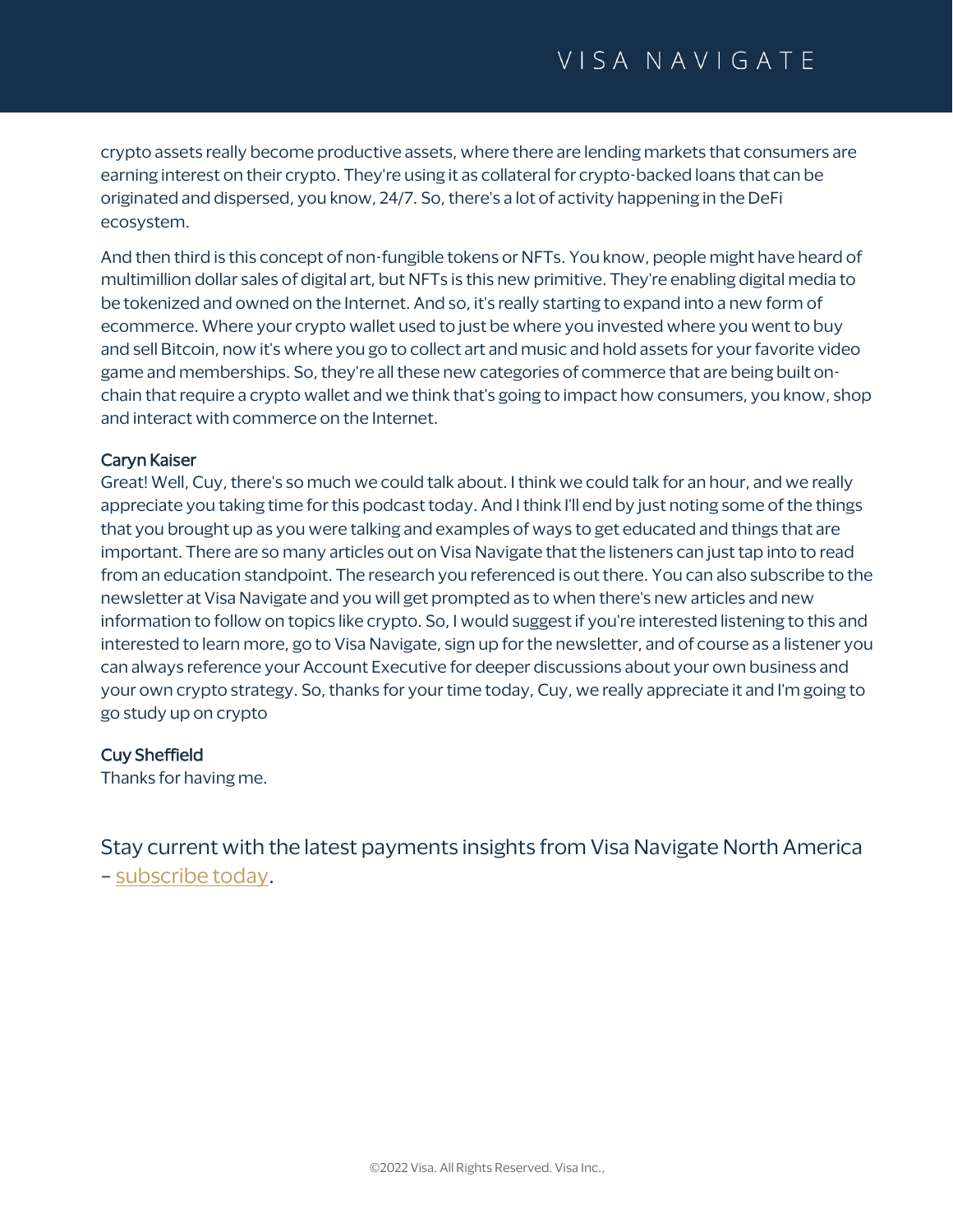crypto assets really become productive assets, where there are lending markets that consumers are earning interest on their crypto. They're using it as collateral for crypto-backed loans that can be originated and dispersed, you know, 24/7. So, there's a lot of activity happening in the DeFi ecosystem.

And then third is this concept of non-fungible tokens or NFTs. You know, people might have heard of multimillion dollar sales of digital art, but NFTs is this new primitive. They're enabling digital media to be tokenized and owned on the Internet. And so, it's really starting to expand into a new form of ecommerce. Where your crypto wallet used to just be where you invested where you went to buy and sell Bitcoin, now it's where you go to collect art and music and hold assets for your favorite video game and memberships. So, they're all these new categories of commerce that are being built on-chain that require a crypto wallet and we think that's going to impact how consumers, you know, shop and interact with commerce on the Internet.

**Caryn Kaiser**
Great! Well, Cuy, there's so much we could talk about. I think we could talk for an hour, and we really appreciate you taking time for this podcast today. And I think I'll end by just noting some of the things that you brought up as you were talking and examples of ways to get educated and things that are important. There are so many articles out on Visa Navigate that the listeners can just tap into to read from an education standpoint. The research you referenced is out there. You can also subscribe to the newsletter at Visa Navigate and you will get prompted as to when there's new articles and new information to follow on topics like crypto. So, I would suggest if you're interested listening to this and interested to learn more, go to Visa Navigate, sign up for the newsletter, and of course as a listener you can always reference your Account Executive for deeper discussions about your own business and your own crypto strategy. So, thanks for your time today, Cuy, we really appreciate it and I'm going to go study up on crypto

**Cuy Sheffield**
Thanks for having me.

Stay current with the latest payments insights from Visa Navigate North America – subscribe today.

©2022 Visa. All Rights Reserved. Visa Inc.,